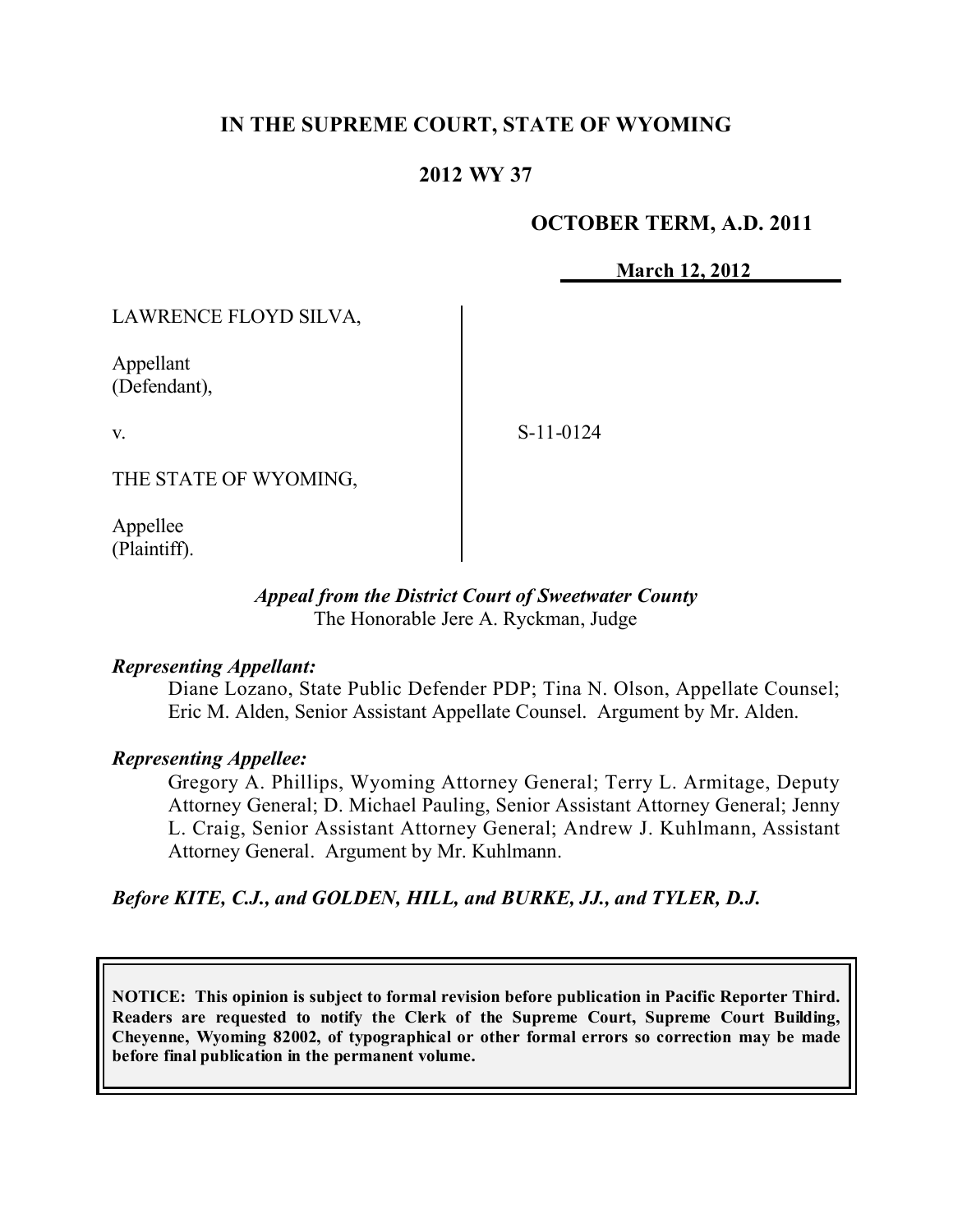# IN THE SUPREME COURT, STATE OF WYOMING

## 2012 WY 37

**OCTOBER TERM, A.D. 2011**

**March 12, 2012**

LAWRENCE FLOYD SILVA,

Appellant
(Defendant),

v.

THE STATE OF WYOMING,

Appellee
(Plaintiff).

S-11-0124

*Appeal from the District Court of Sweetwater County*
The Honorable Jere A. Ryckman, Judge

***Representing Appellant:***

Diane Lozano, State Public Defender PDP; Tina N. Olson, Appellate Counsel; Eric M. Alden, Senior Assistant Appellate Counsel. Argument by Mr. Alden.

***Representing Appellee:***

Gregory A. Phillips, Wyoming Attorney General; Terry L. Armitage, Deputy Attorney General; D. Michael Pauling, Senior Assistant Attorney General; Jenny L. Craig, Senior Assistant Attorney General; Andrew J. Kuhlmann, Assistant Attorney General. Argument by Mr. Kuhlmann.

***Before KITE, C.J., and GOLDEN, HILL, and BURKE, JJ., and TYLER, D.J.***

**NOTICE: This opinion is subject to formal revision before publication in Pacific Reporter Third. Readers are requested to notify the Clerk of the Supreme Court, Supreme Court Building, Cheyenne, Wyoming 82002, of typographical or other formal errors so correction may be made before final publication in the permanent volume.**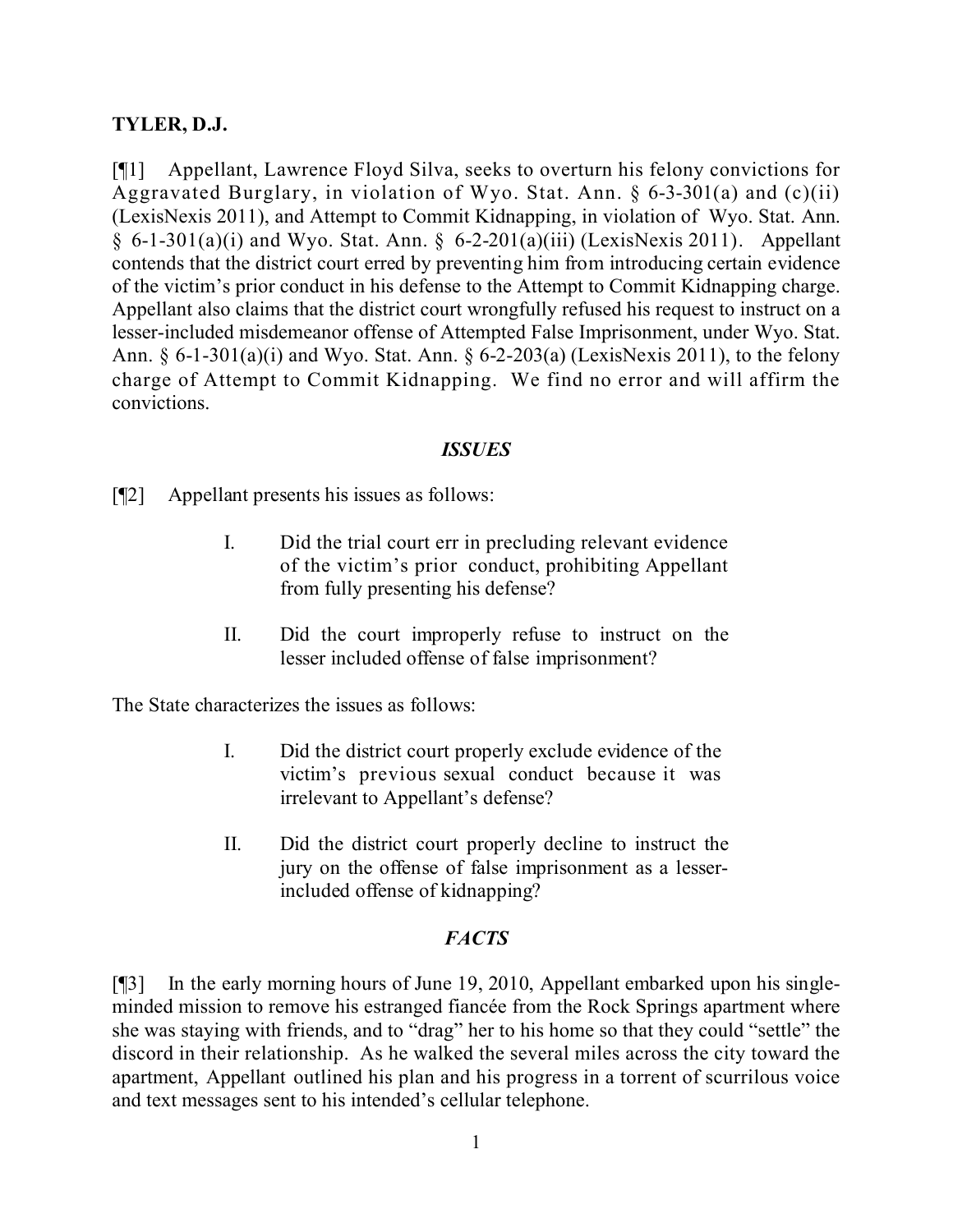**TYLER, D.J.**

[¶1] Appellant, Lawrence Floyd Silva, seeks to overturn his felony convictions for Aggravated Burglary, in violation of Wyo. Stat. Ann. § 6-3-301(a) and (c)(ii) (LexisNexis 2011), and Attempt to Commit Kidnapping, in violation of Wyo. Stat. Ann. § 6-1-301(a)(i) and Wyo. Stat. Ann. § 6-2-201(a)(iii) (LexisNexis 2011). Appellant contends that the district court erred by preventing him from introducing certain evidence of the victim's prior conduct in his defense to the Attempt to Commit Kidnapping charge. Appellant also claims that the district court wrongfully refused his request to instruct on a lesser-included misdemeanor offense of Attempted False Imprisonment, under Wyo. Stat. Ann. § 6-1-301(a)(i) and Wyo. Stat. Ann. § 6-2-203(a) (LexisNexis 2011), to the felony charge of Attempt to Commit Kidnapping. We find no error and will affirm the convictions.

### *ISSUES*

[¶2] Appellant presents his issues as follows:

> I. Did the trial court err in precluding relevant evidence of the victim's prior conduct, prohibiting Appellant from fully presenting his defense?
>
> II. Did the court improperly refuse to instruct on the lesser included offense of false imprisonment?

The State characterizes the issues as follows:

> I. Did the district court properly exclude evidence of the victim's previous sexual conduct because it was irrelevant to Appellant's defense?
>
> II. Did the district court properly decline to instruct the jury on the offense of false imprisonment as a lesser-included offense of kidnapping?

### *FACTS*

[¶3] In the early morning hours of June 19, 2010, Appellant embarked upon his single-minded mission to remove his estranged fiancée from the Rock Springs apartment where she was staying with friends, and to "drag" her to his home so that they could "settle" the discord in their relationship. As he walked the several miles across the city toward the apartment, Appellant outlined his plan and his progress in a torrent of scurrilous voice and text messages sent to his intended's cellular telephone.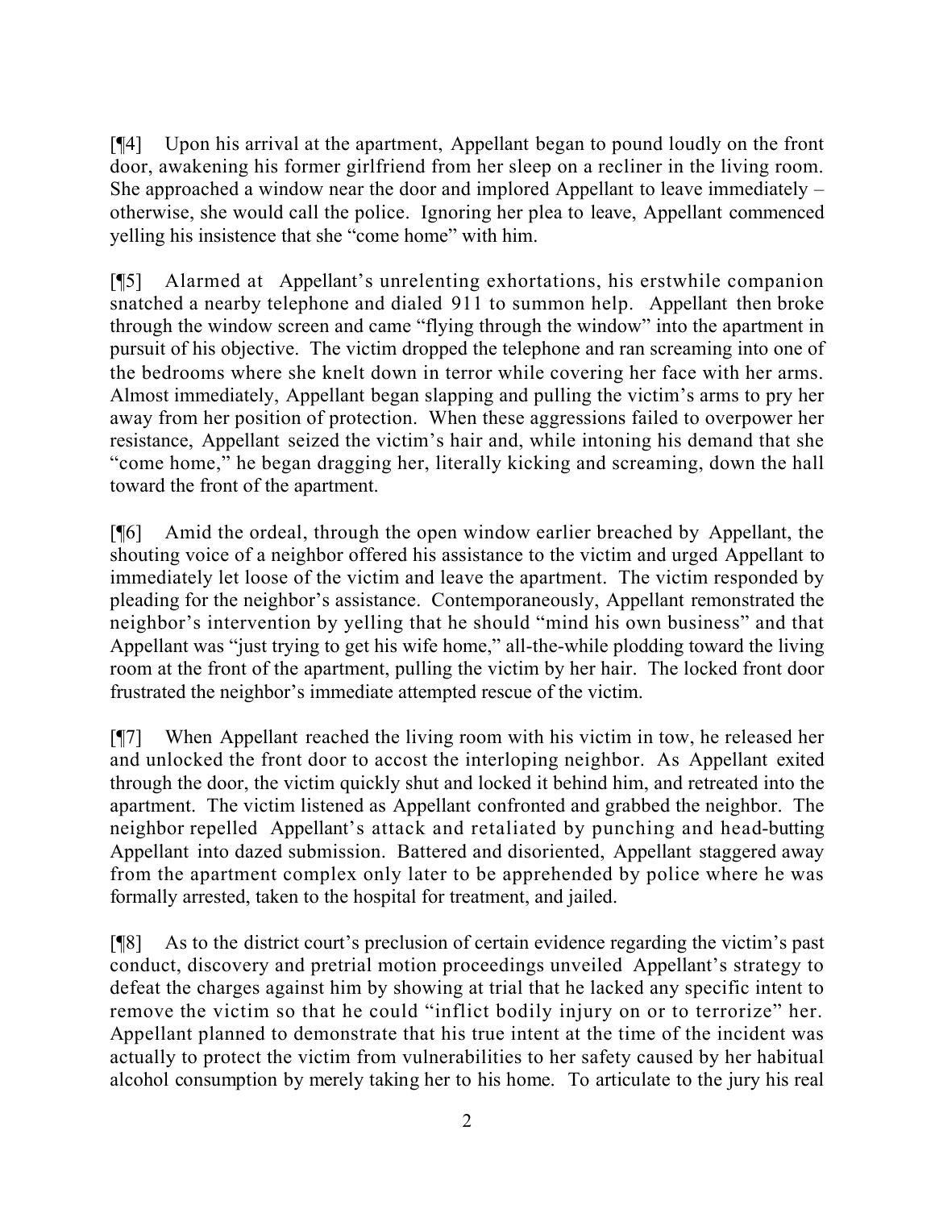[¶4] Upon his arrival at the apartment, Appellant began to pound loudly on the front door, awakening his former girlfriend from her sleep on a recliner in the living room. She approached a window near the door and implored Appellant to leave immediately – otherwise, she would call the police. Ignoring her plea to leave, Appellant commenced yelling his insistence that she "come home" with him.

[¶5] Alarmed at Appellant's unrelenting exhortations, his erstwhile companion snatched a nearby telephone and dialed 911 to summon help. Appellant then broke through the window screen and came "flying through the window" into the apartment in pursuit of his objective. The victim dropped the telephone and ran screaming into one of the bedrooms where she knelt down in terror while covering her face with her arms. Almost immediately, Appellant began slapping and pulling the victim's arms to pry her away from her position of protection. When these aggressions failed to overpower her resistance, Appellant seized the victim's hair and, while intoning his demand that she "come home," he began dragging her, literally kicking and screaming, down the hall toward the front of the apartment.

[¶6] Amid the ordeal, through the open window earlier breached by Appellant, the shouting voice of a neighbor offered his assistance to the victim and urged Appellant to immediately let loose of the victim and leave the apartment. The victim responded by pleading for the neighbor's assistance. Contemporaneously, Appellant remonstrated the neighbor's intervention by yelling that he should "mind his own business" and that Appellant was "just trying to get his wife home," all-the-while plodding toward the living room at the front of the apartment, pulling the victim by her hair. The locked front door frustrated the neighbor's immediate attempted rescue of the victim.

[¶7] When Appellant reached the living room with his victim in tow, he released her and unlocked the front door to accost the interloping neighbor. As Appellant exited through the door, the victim quickly shut and locked it behind him, and retreated into the apartment. The victim listened as Appellant confronted and grabbed the neighbor. The neighbor repelled Appellant's attack and retaliated by punching and head-butting Appellant into dazed submission. Battered and disoriented, Appellant staggered away from the apartment complex only later to be apprehended by police where he was formally arrested, taken to the hospital for treatment, and jailed.

[¶8] As to the district court's preclusion of certain evidence regarding the victim's past conduct, discovery and pretrial motion proceedings unveiled Appellant's strategy to defeat the charges against him by showing at trial that he lacked any specific intent to remove the victim so that he could "inflict bodily injury on or to terrorize" her. Appellant planned to demonstrate that his true intent at the time of the incident was actually to protect the victim from vulnerabilities to her safety caused by her habitual alcohol consumption by merely taking her to his home. To articulate to the jury his real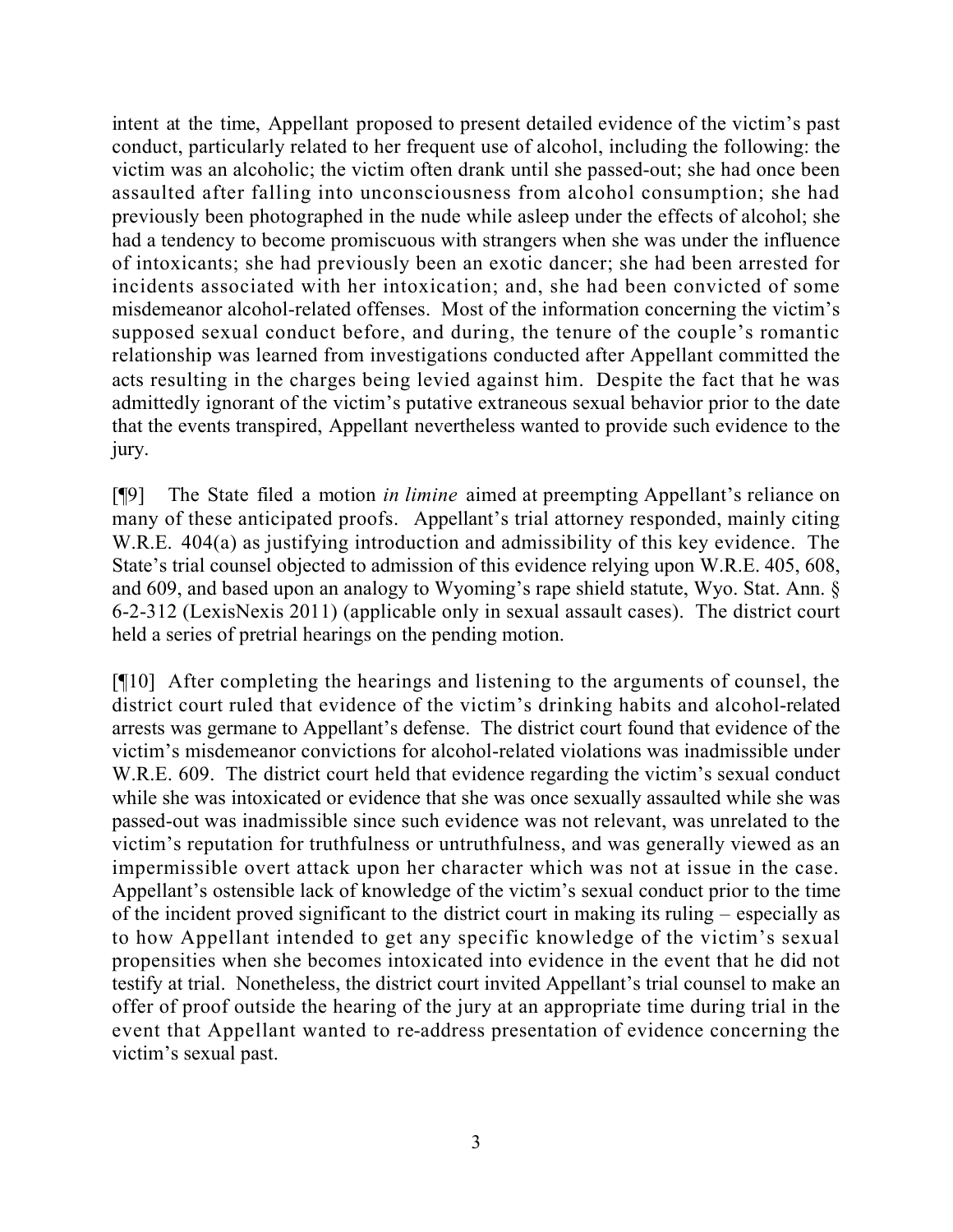intent at the time, Appellant proposed to present detailed evidence of the victim's past conduct, particularly related to her frequent use of alcohol, including the following: the victim was an alcoholic; the victim often drank until she passed-out; she had once been assaulted after falling into unconsciousness from alcohol consumption; she had previously been photographed in the nude while asleep under the effects of alcohol; she had a tendency to become promiscuous with strangers when she was under the influence of intoxicants; she had previously been an exotic dancer; she had been arrested for incidents associated with her intoxication; and, she had been convicted of some misdemeanor alcohol-related offenses. Most of the information concerning the victim's supposed sexual conduct before, and during, the tenure of the couple's romantic relationship was learned from investigations conducted after Appellant committed the acts resulting in the charges being levied against him. Despite the fact that he was admittedly ignorant of the victim's putative extraneous sexual behavior prior to the date that the events transpired, Appellant nevertheless wanted to provide such evidence to the jury.

[¶9] The State filed a motion *in limine* aimed at preempting Appellant's reliance on many of these anticipated proofs. Appellant's trial attorney responded, mainly citing W.R.E. 404(a) as justifying introduction and admissibility of this key evidence. The State's trial counsel objected to admission of this evidence relying upon W.R.E. 405, 608, and 609, and based upon an analogy to Wyoming's rape shield statute, Wyo. Stat. Ann. § 6-2-312 (LexisNexis 2011) (applicable only in sexual assault cases). The district court held a series of pretrial hearings on the pending motion.

[¶10] After completing the hearings and listening to the arguments of counsel, the district court ruled that evidence of the victim's drinking habits and alcohol-related arrests was germane to Appellant's defense. The district court found that evidence of the victim's misdemeanor convictions for alcohol-related violations was inadmissible under W.R.E. 609. The district court held that evidence regarding the victim's sexual conduct while she was intoxicated or evidence that she was once sexually assaulted while she was passed-out was inadmissible since such evidence was not relevant, was unrelated to the victim's reputation for truthfulness or untruthfulness, and was generally viewed as an impermissible overt attack upon her character which was not at issue in the case. Appellant's ostensible lack of knowledge of the victim's sexual conduct prior to the time of the incident proved significant to the district court in making its ruling – especially as to how Appellant intended to get any specific knowledge of the victim's sexual propensities when she becomes intoxicated into evidence in the event that he did not testify at trial. Nonetheless, the district court invited Appellant's trial counsel to make an offer of proof outside the hearing of the jury at an appropriate time during trial in the event that Appellant wanted to re-address presentation of evidence concerning the victim's sexual past.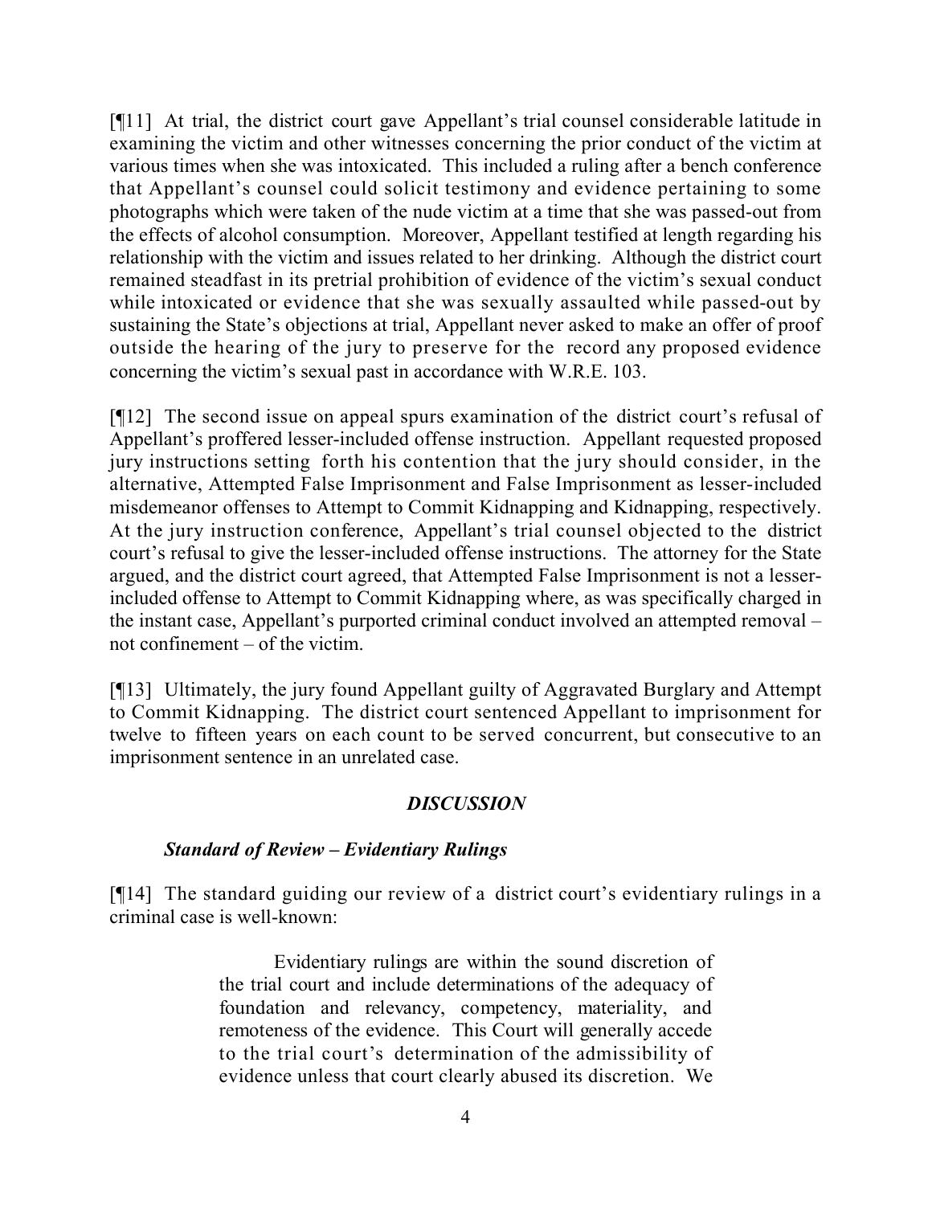[¶11] At trial, the district court gave Appellant's trial counsel considerable latitude in examining the victim and other witnesses concerning the prior conduct of the victim at various times when she was intoxicated. This included a ruling after a bench conference that Appellant's counsel could solicit testimony and evidence pertaining to some photographs which were taken of the nude victim at a time that she was passed-out from the effects of alcohol consumption. Moreover, Appellant testified at length regarding his relationship with the victim and issues related to her drinking. Although the district court remained steadfast in its pretrial prohibition of evidence of the victim's sexual conduct while intoxicated or evidence that she was sexually assaulted while passed-out by sustaining the State's objections at trial, Appellant never asked to make an offer of proof outside the hearing of the jury to preserve for the record any proposed evidence concerning the victim's sexual past in accordance with W.R.E. 103.

[¶12] The second issue on appeal spurs examination of the district court's refusal of Appellant's proffered lesser-included offense instruction. Appellant requested proposed jury instructions setting forth his contention that the jury should consider, in the alternative, Attempted False Imprisonment and False Imprisonment as lesser-included misdemeanor offenses to Attempt to Commit Kidnapping and Kidnapping, respectively. At the jury instruction conference, Appellant's trial counsel objected to the district court's refusal to give the lesser-included offense instructions. The attorney for the State argued, and the district court agreed, that Attempted False Imprisonment is not a lesser-included offense to Attempt to Commit Kidnapping where, as was specifically charged in the instant case, Appellant's purported criminal conduct involved an attempted removal – not confinement – of the victim.

[¶13] Ultimately, the jury found Appellant guilty of Aggravated Burglary and Attempt to Commit Kidnapping. The district court sentenced Appellant to imprisonment for twelve to fifteen years on each count to be served concurrent, but consecutive to an imprisonment sentence in an unrelated case.

## *DISCUSSION*

### *Standard of Review – Evidentiary Rulings*

[¶14] The standard guiding our review of a district court's evidentiary rulings in a criminal case is well-known:

> Evidentiary rulings are within the sound discretion of the trial court and include determinations of the adequacy of foundation and relevancy, competency, materiality, and remoteness of the evidence. This Court will generally accede to the trial court's determination of the admissibility of evidence unless that court clearly abused its discretion. We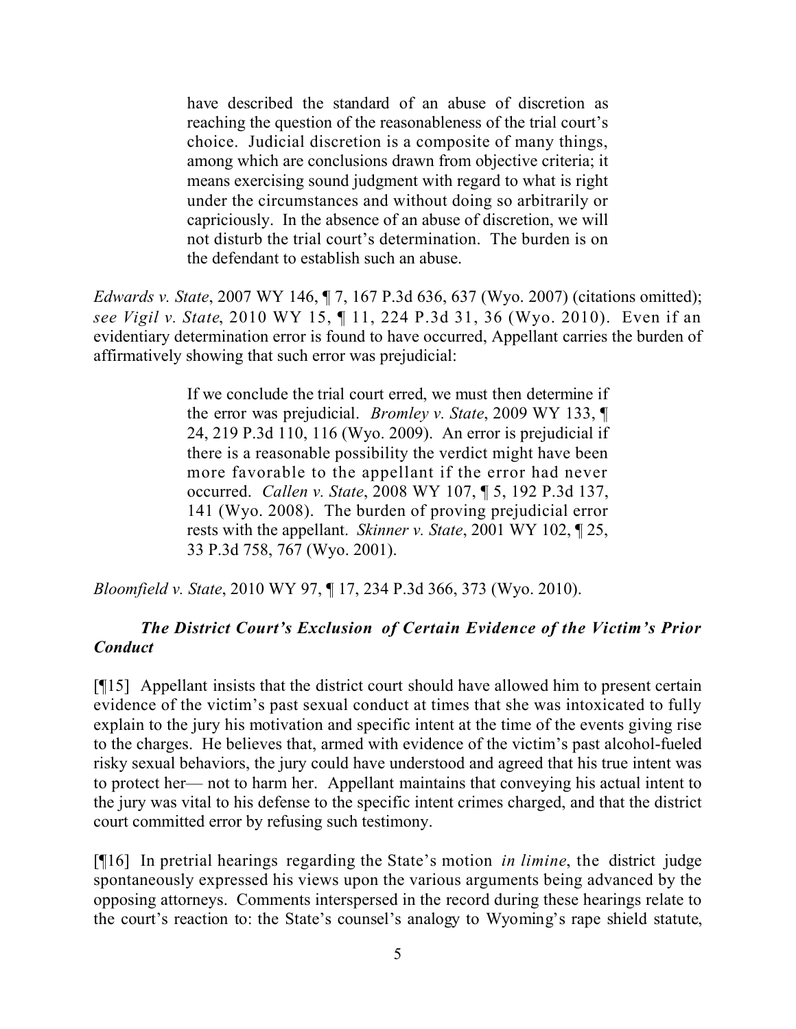> have described the standard of an abuse of discretion as reaching the question of the reasonableness of the trial court's choice. Judicial discretion is a composite of many things, among which are conclusions drawn from objective criteria; it means exercising sound judgment with regard to what is right under the circumstances and without doing so arbitrarily or capriciously. In the absence of an abuse of discretion, we will not disturb the trial court's determination. The burden is on the defendant to establish such an abuse.

*Edwards v. State*, 2007 WY 146, ¶ 7, 167 P.3d 636, 637 (Wyo. 2007) (citations omitted); *see Vigil v. State*, 2010 WY 15, ¶ 11, 224 P.3d 31, 36 (Wyo. 2010). Even if an evidentiary determination error is found to have occurred, Appellant carries the burden of affirmatively showing that such error was prejudicial:

> If we conclude the trial court erred, we must then determine if the error was prejudicial. *Bromley v. State*, 2009 WY 133, ¶ 24, 219 P.3d 110, 116 (Wyo. 2009). An error is prejudicial if there is a reasonable possibility the verdict might have been more favorable to the appellant if the error had never occurred. *Callen v. State*, 2008 WY 107, ¶ 5, 192 P.3d 137, 141 (Wyo. 2008). The burden of proving prejudicial error rests with the appellant. *Skinner v. State*, 2001 WY 102, ¶ 25, 33 P.3d 758, 767 (Wyo. 2001).

*Bloomfield v. State*, 2010 WY 97, ¶ 17, 234 P.3d 366, 373 (Wyo. 2010).

***The District Court's Exclusion of Certain Evidence of the Victim's Prior Conduct***

[¶15] Appellant insists that the district court should have allowed him to present certain evidence of the victim's past sexual conduct at times that she was intoxicated to fully explain to the jury his motivation and specific intent at the time of the events giving rise to the charges. He believes that, armed with evidence of the victim's past alcohol-fueled risky sexual behaviors, the jury could have understood and agreed that his true intent was to protect her— not to harm her. Appellant maintains that conveying his actual intent to the jury was vital to his defense to the specific intent crimes charged, and that the district court committed error by refusing such testimony.

[¶16] In pretrial hearings regarding the State's motion *in limine*, the district judge spontaneously expressed his views upon the various arguments being advanced by the opposing attorneys. Comments interspersed in the record during these hearings relate to the court's reaction to: the State's counsel's analogy to Wyoming's rape shield statute,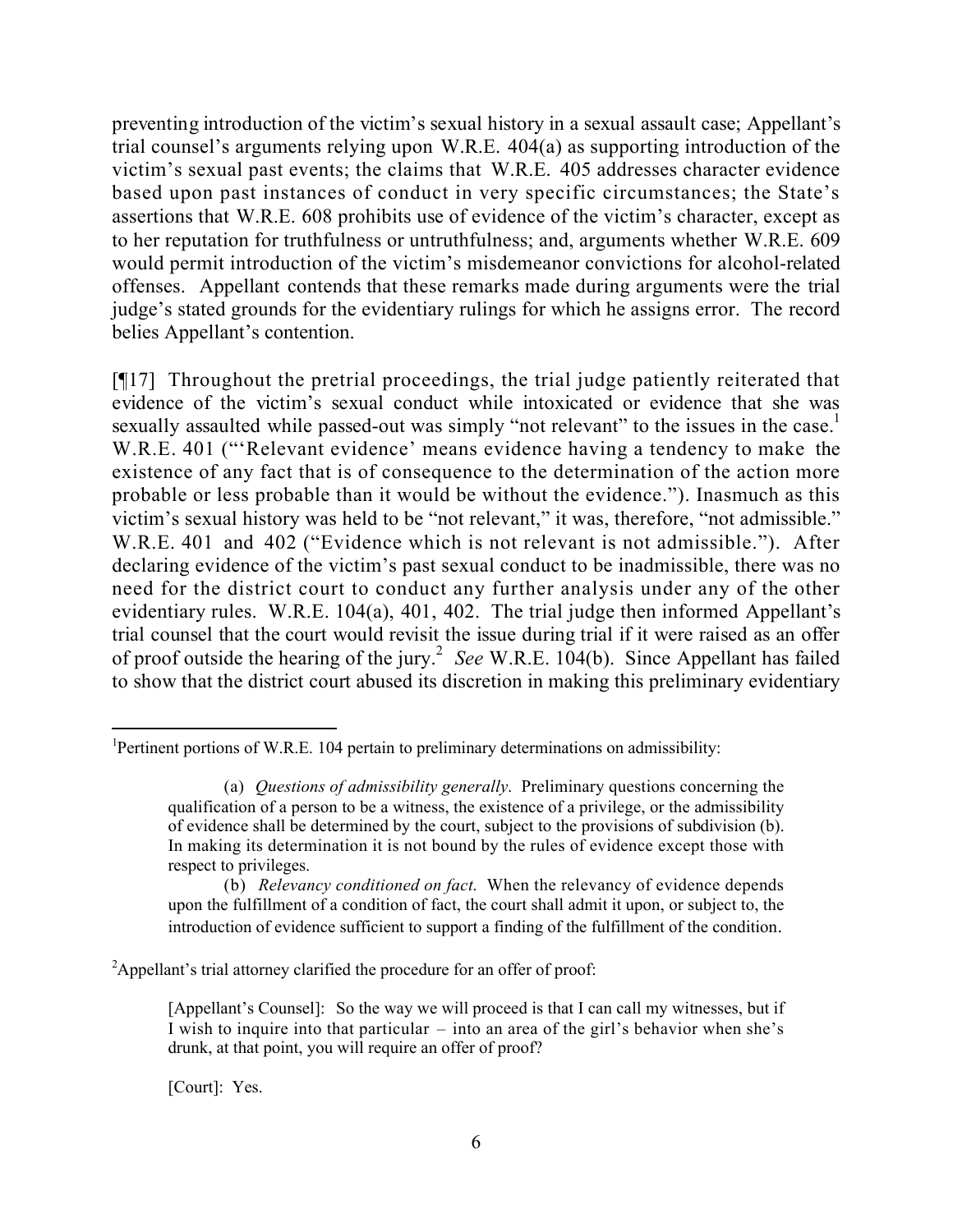preventing introduction of the victim's sexual history in a sexual assault case; Appellant's trial counsel's arguments relying upon W.R.E. 404(a) as supporting introduction of the victim's sexual past events; the claims that W.R.E. 405 addresses character evidence based upon past instances of conduct in very specific circumstances; the State's assertions that W.R.E. 608 prohibits use of evidence of the victim's character, except as to her reputation for truthfulness or untruthfulness; and, arguments whether W.R.E. 609 would permit introduction of the victim's misdemeanor convictions for alcohol-related offenses. Appellant contends that these remarks made during arguments were the trial judge's stated grounds for the evidentiary rulings for which he assigns error. The record belies Appellant's contention.

[¶17] Throughout the pretrial proceedings, the trial judge patiently reiterated that evidence of the victim's sexual conduct while intoxicated or evidence that she was sexually assaulted while passed-out was simply "not relevant" to the issues in the case.[1] W.R.E. 401 ("'Relevant evidence' means evidence having a tendency to make the existence of any fact that is of consequence to the determination of the action more probable or less probable than it would be without the evidence."). Inasmuch as this victim's sexual history was held to be "not relevant," it was, therefore, "not admissible." W.R.E. 401 and 402 ("Evidence which is not relevant is not admissible."). After declaring evidence of the victim's past sexual conduct to be inadmissible, there was no need for the district court to conduct any further analysis under any of the other evidentiary rules. W.R.E. 104(a), 401, 402. The trial judge then informed Appellant's trial counsel that the court would revisit the issue during trial if it were raised as an offer of proof outside the hearing of the jury.[2] *See* W.R.E. 104(b). Since Appellant has failed to show that the district court abused its discretion in making this preliminary evidentiary

---

[1]Pertinent portions of W.R.E. 104 pertain to preliminary determinations on admissibility:

> (a) *Questions of admissibility generally*. Preliminary questions concerning the qualification of a person to be a witness, the existence of a privilege, or the admissibility of evidence shall be determined by the court, subject to the provisions of subdivision (b). In making its determination it is not bound by the rules of evidence except those with respect to privileges.
>
> (b) *Relevancy conditioned on fact.* When the relevancy of evidence depends upon the fulfillment of a condition of fact, the court shall admit it upon, or subject to, the introduction of evidence sufficient to support a finding of the fulfillment of the condition.

[2]Appellant's trial attorney clarified the procedure for an offer of proof:

> [Appellant's Counsel]: So the way we will proceed is that I can call my witnesses, but if I wish to inquire into that particular – into an area of the girl's behavior when she's drunk, at that point, you will require an offer of proof?
>
> [Court]: Yes.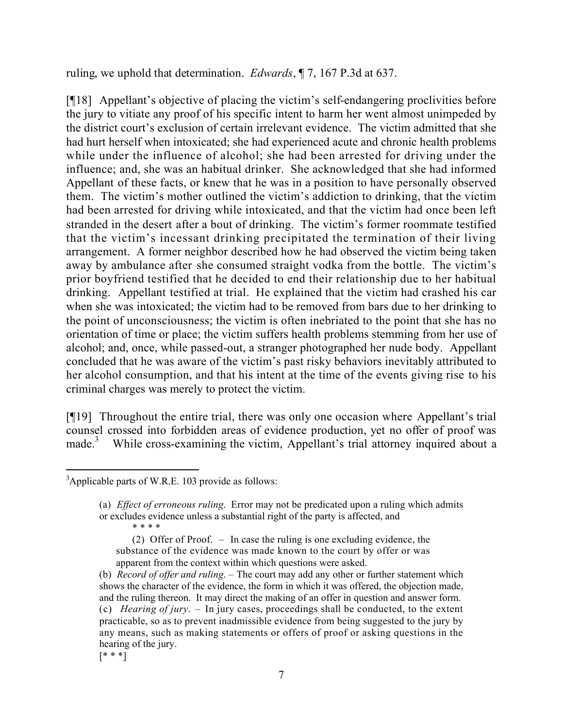ruling, we uphold that determination. *Edwards*, ¶ 7, 167 P.3d at 637.

[¶18] Appellant's objective of placing the victim's self-endangering proclivities before the jury to vitiate any proof of his specific intent to harm her went almost unimpeded by the district court's exclusion of certain irrelevant evidence. The victim admitted that she had hurt herself when intoxicated; she had experienced acute and chronic health problems while under the influence of alcohol; she had been arrested for driving under the influence; and, she was an habitual drinker. She acknowledged that she had informed Appellant of these facts, or knew that he was in a position to have personally observed them. The victim's mother outlined the victim's addiction to drinking, that the victim had been arrested for driving while intoxicated, and that the victim had once been left stranded in the desert after a bout of drinking. The victim's former roommate testified that the victim's incessant drinking precipitated the termination of their living arrangement. A former neighbor described how he had observed the victim being taken away by ambulance after she consumed straight vodka from the bottle. The victim's prior boyfriend testified that he decided to end their relationship due to her habitual drinking. Appellant testified at trial. He explained that the victim had crashed his car when she was intoxicated; the victim had to be removed from bars due to her drinking to the point of unconsciousness; the victim is often inebriated to the point that she has no orientation of time or place; the victim suffers health problems stemming from her use of alcohol; and, once, while passed-out, a stranger photographed her nude body. Appellant concluded that he was aware of the victim's past risky behaviors inevitably attributed to her alcohol consumption, and that his intent at the time of the events giving rise to his criminal charges was merely to protect the victim.

[¶19] Throughout the entire trial, there was only one occasion where Appellant's trial counsel crossed into forbidden areas of evidence production, yet no offer of proof was made.[3] While cross-examining the victim, Appellant's trial attorney inquired about a

---

[3]Applicable parts of W.R.E. 103 provide as follows:

> (a) *Effect of erroneous ruling.* Error may not be predicated upon a ruling which admits or excludes evidence unless a substantial right of the party is affected, and
>
> \* \* \* \*
>
> (2) Offer of Proof. – In case the ruling is one excluding evidence, the substance of the evidence was made known to the court by offer or was apparent from the context within which questions were asked.
>
> (b) *Record of offer and ruling.* – The court may add any other or further statement which shows the character of the evidence, the form in which it was offered, the objection made, and the ruling thereon. It may direct the making of an offer in question and answer form.
>
> (c) *Hearing of jury.* – In jury cases, proceedings shall be conducted, to the extent practicable, so as to prevent inadmissible evidence from being suggested to the jury by any means, such as making statements or offers of proof or asking questions in the hearing of the jury.
>
> [* * *]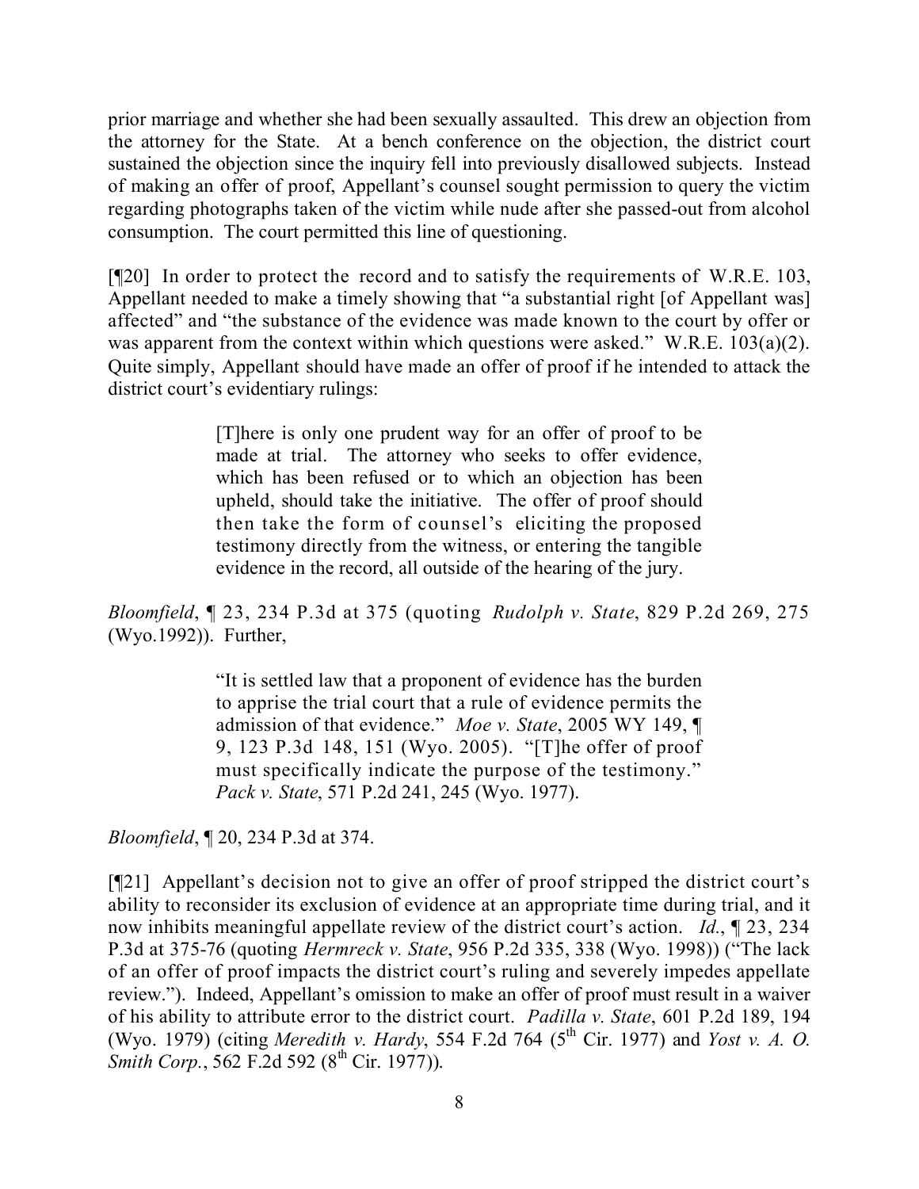prior marriage and whether she had been sexually assaulted. This drew an objection from the attorney for the State. At a bench conference on the objection, the district court sustained the objection since the inquiry fell into previously disallowed subjects. Instead of making an offer of proof, Appellant's counsel sought permission to query the victim regarding photographs taken of the victim while nude after she passed-out from alcohol consumption. The court permitted this line of questioning.

[¶20] In order to protect the record and to satisfy the requirements of W.R.E. 103, Appellant needed to make a timely showing that "a substantial right [of Appellant was] affected" and "the substance of the evidence was made known to the court by offer or was apparent from the context within which questions were asked." W.R.E. 103(a)(2). Quite simply, Appellant should have made an offer of proof if he intended to attack the district court's evidentiary rulings:

> [T]here is only one prudent way for an offer of proof to be made at trial. The attorney who seeks to offer evidence, which has been refused or to which an objection has been upheld, should take the initiative. The offer of proof should then take the form of counsel's eliciting the proposed testimony directly from the witness, or entering the tangible evidence in the record, all outside of the hearing of the jury.

*Bloomfield*, ¶ 23, 234 P.3d at 375 (quoting *Rudolph v. State*, 829 P.2d 269, 275 (Wyo.1992)). Further,

> "It is settled law that a proponent of evidence has the burden to apprise the trial court that a rule of evidence permits the admission of that evidence." *Moe v. State*, 2005 WY 149, ¶ 9, 123 P.3d 148, 151 (Wyo. 2005). "[T]he offer of proof must specifically indicate the purpose of the testimony." *Pack v. State*, 571 P.2d 241, 245 (Wyo. 1977).

*Bloomfield*, ¶ 20, 234 P.3d at 374.

[¶21] Appellant's decision not to give an offer of proof stripped the district court's ability to reconsider its exclusion of evidence at an appropriate time during trial, and it now inhibits meaningful appellate review of the district court's action. *Id.*, ¶ 23, 234 P.3d at 375-76 (quoting *Hermreck v. State*, 956 P.2d 335, 338 (Wyo. 1998)) ("The lack of an offer of proof impacts the district court's ruling and severely impedes appellate review."). Indeed, Appellant's omission to make an offer of proof must result in a waiver of his ability to attribute error to the district court. *Padilla v. State*, 601 P.2d 189, 194 (Wyo. 1979) (citing *Meredith v. Hardy*, 554 F.2d 764 (5th Cir. 1977) and *Yost v. A. O. Smith Corp.*, 562 F.2d 592 (8th Cir. 1977)).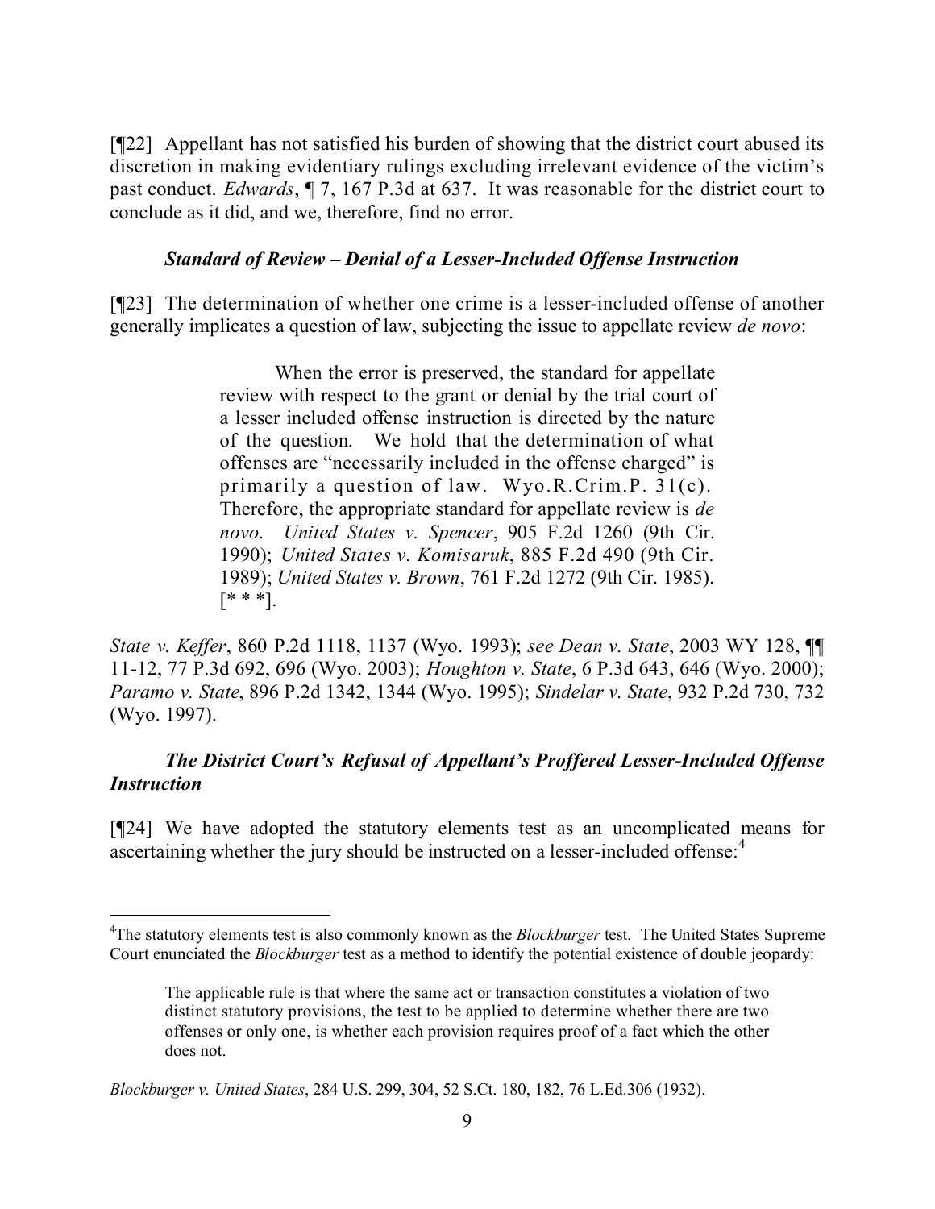[¶22] Appellant has not satisfied his burden of showing that the district court abused its discretion in making evidentiary rulings excluding irrelevant evidence of the victim's past conduct. *Edwards*, ¶ 7, 167 P.3d at 637. It was reasonable for the district court to conclude as it did, and we, therefore, find no error.

### *Standard of Review – Denial of a Lesser-Included Offense Instruction*

[¶23] The determination of whether one crime is a lesser-included offense of another generally implicates a question of law, subjecting the issue to appellate review *de novo*:

> When the error is preserved, the standard for appellate review with respect to the grant or denial by the trial court of a lesser included offense instruction is directed by the nature of the question. We hold that the determination of what offenses are "necessarily included in the offense charged" is primarily a question of law. Wyo.R.Crim.P. 31(c). Therefore, the appropriate standard for appellate review is *de novo*. *United States v. Spencer*, 905 F.2d 1260 (9th Cir. 1990); *United States v. Komisaruk*, 885 F.2d 490 (9th Cir. 1989); *United States v. Brown*, 761 F.2d 1272 (9th Cir. 1985). [* * *].

*State v. Keffer*, 860 P.2d 1118, 1137 (Wyo. 1993); *see Dean v. State*, 2003 WY 128, ¶¶ 11-12, 77 P.3d 692, 696 (Wyo. 2003); *Houghton v. State*, 6 P.3d 643, 646 (Wyo. 2000); *Paramo v. State*, 896 P.2d 1342, 1344 (Wyo. 1995); *Sindelar v. State*, 932 P.2d 730, 732 (Wyo. 1997).

### *The District Court's Refusal of Appellant's Proffered Lesser-Included Offense Instruction*

[¶24] We have adopted the statutory elements test as an uncomplicated means for ascertaining whether the jury should be instructed on a lesser-included offense:[4]

---

[4]The statutory elements test is also commonly known as the *Blockburger* test. The United States Supreme Court enunciated the *Blockburger* test as a method to identify the potential existence of double jeopardy:

> The applicable rule is that where the same act or transaction constitutes a violation of two distinct statutory provisions, the test to be applied to determine whether there are two offenses or only one, is whether each provision requires proof of a fact which the other does not.

*Blockburger v. United States*, 284 U.S. 299, 304, 52 S.Ct. 180, 182, 76 L.Ed.306 (1932).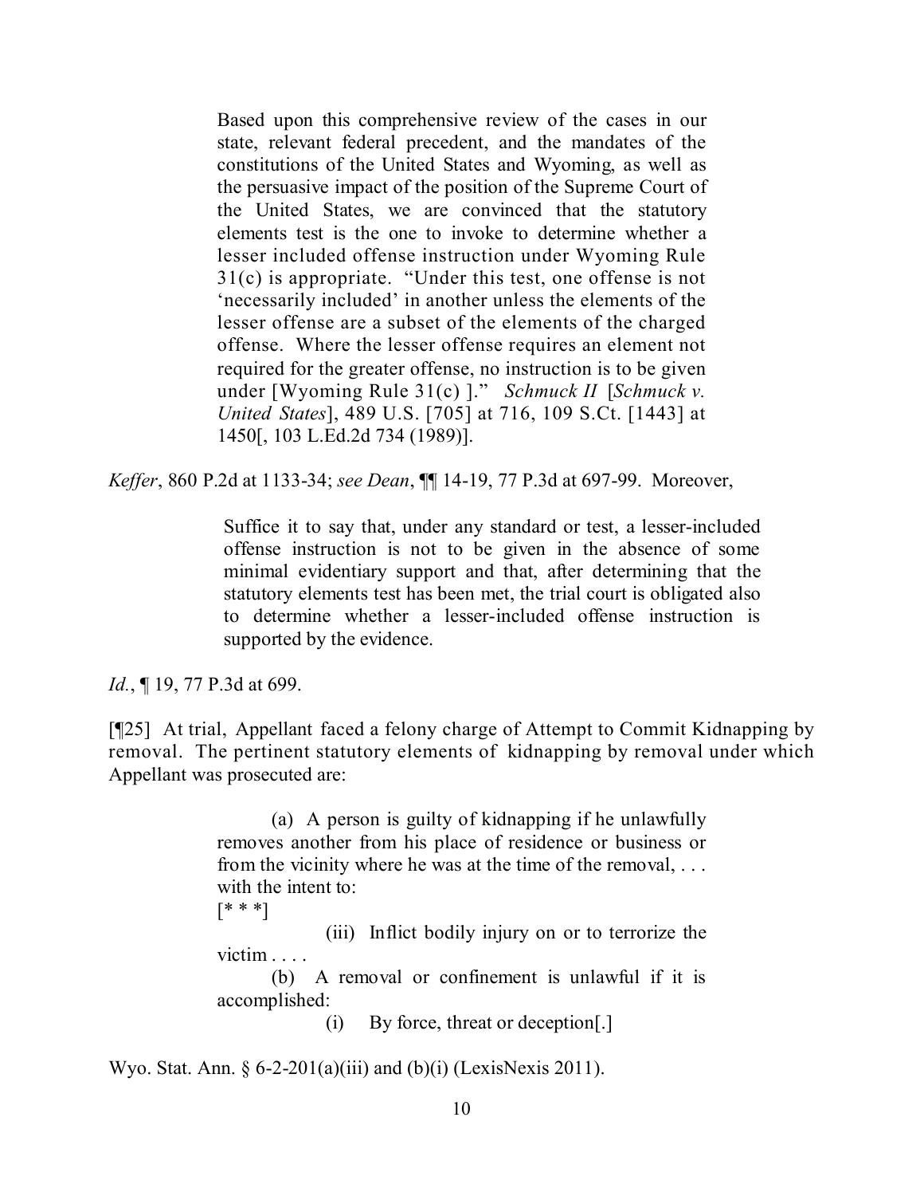> Based upon this comprehensive review of the cases in our state, relevant federal precedent, and the mandates of the constitutions of the United States and Wyoming, as well as the persuasive impact of the position of the Supreme Court of the United States, we are convinced that the statutory elements test is the one to invoke to determine whether a lesser included offense instruction under Wyoming Rule 31(c) is appropriate. "Under this test, one offense is not 'necessarily included' in another unless the elements of the lesser offense are a subset of the elements of the charged offense. Where the lesser offense requires an element not required for the greater offense, no instruction is to be given under [Wyoming Rule 31(c) ]." *Schmuck II* [*Schmuck v. United States*], 489 U.S. [705] at 716, 109 S.Ct. [1443] at 1450[, 103 L.Ed.2d 734 (1989)].

*Keffer*, 860 P.2d at 1133-34; *see Dean*, ¶¶ 14-19, 77 P.3d at 697-99. Moreover,

> Suffice it to say that, under any standard or test, a lesser-included offense instruction is not to be given in the absence of some minimal evidentiary support and that, after determining that the statutory elements test has been met, the trial court is obligated also to determine whether a lesser-included offense instruction is supported by the evidence.

*Id.*, ¶ 19, 77 P.3d at 699.

[¶25] At trial, Appellant faced a felony charge of Attempt to Commit Kidnapping by removal. The pertinent statutory elements of kidnapping by removal under which Appellant was prosecuted are:

> (a) A person is guilty of kidnapping if he unlawfully removes another from his place of residence or business or from the vicinity where he was at the time of the removal, . . . with the intent to:
>
> [* * *]
>
> (iii) Inflict bodily injury on or to terrorize the victim . . . .
>
> (b) A removal or confinement is unlawful if it is accomplished:
>
> (i) By force, threat or deception[.]

Wyo. Stat. Ann. § 6-2-201(a)(iii) and (b)(i) (LexisNexis 2011).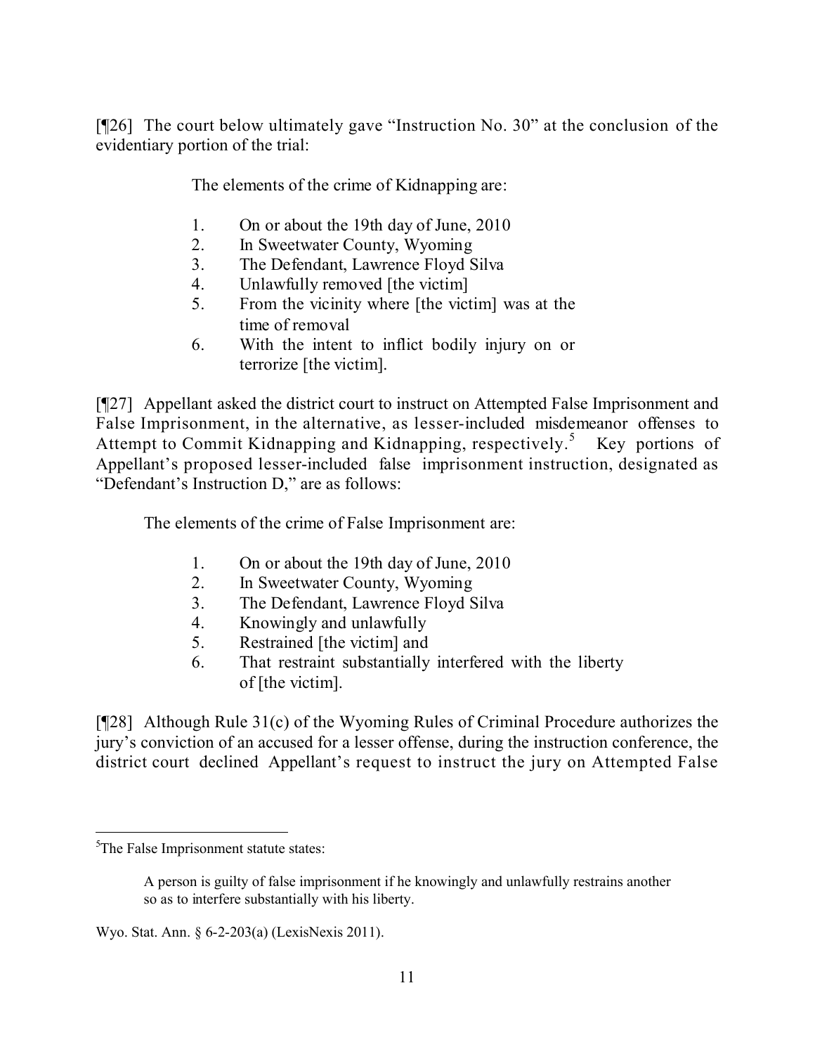[¶26] The court below ultimately gave "Instruction No. 30" at the conclusion of the evidentiary portion of the trial:

> The elements of the crime of Kidnapping are:
>
> 1. On or about the 19th day of June, 2010
> 2. In Sweetwater County, Wyoming
> 3. The Defendant, Lawrence Floyd Silva
> 4. Unlawfully removed [the victim]
> 5. From the vicinity where [the victim] was at the time of removal
> 6. With the intent to inflict bodily injury on or terrorize [the victim].

[¶27] Appellant asked the district court to instruct on Attempted False Imprisonment and False Imprisonment, in the alternative, as lesser-included misdemeanor offenses to Attempt to Commit Kidnapping and Kidnapping, respectively.[5] Key portions of Appellant's proposed lesser-included false imprisonment instruction, designated as "Defendant's Instruction D," are as follows:

> The elements of the crime of False Imprisonment are:
>
> 1. On or about the 19th day of June, 2010
> 2. In Sweetwater County, Wyoming
> 3. The Defendant, Lawrence Floyd Silva
> 4. Knowingly and unlawfully
> 5. Restrained [the victim] and
> 6. That restraint substantially interfered with the liberty of [the victim].

[¶28] Although Rule 31(c) of the Wyoming Rules of Criminal Procedure authorizes the jury's conviction of an accused for a lesser offense, during the instruction conference, the district court declined Appellant's request to instruct the jury on Attempted False

---

[5]The False Imprisonment statute states:

> A person is guilty of false imprisonment if he knowingly and unlawfully restrains another so as to interfere substantially with his liberty.

Wyo. Stat. Ann. § 6-2-203(a) (LexisNexis 2011).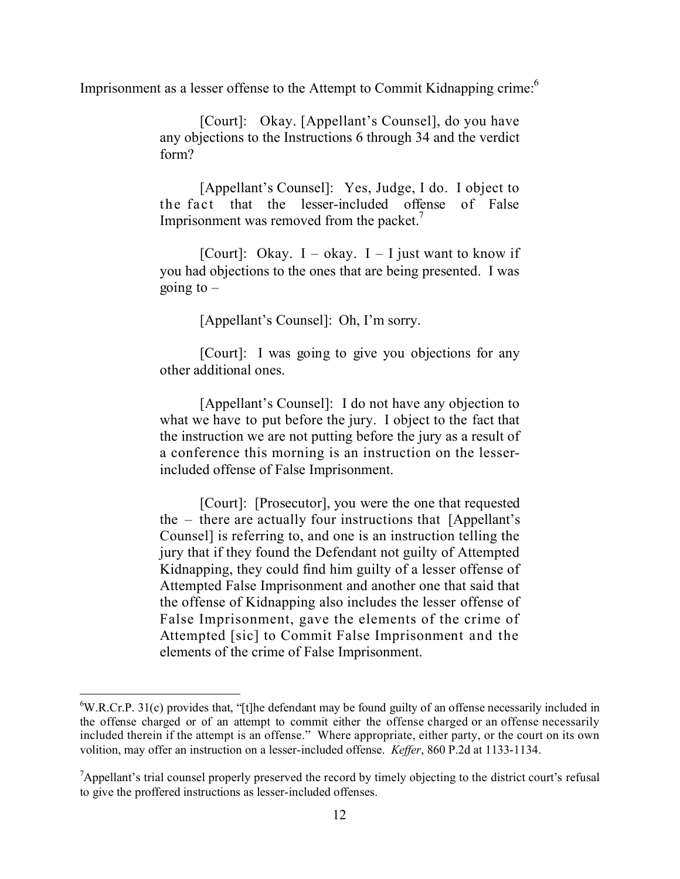Imprisonment as a lesser offense to the Attempt to Commit Kidnapping crime:[6]

> [Court]: Okay. [Appellant's Counsel], do you have any objections to the Instructions 6 through 34 and the verdict form?
>
> [Appellant's Counsel]: Yes, Judge, I do. I object to the fact that the lesser-included offense of False Imprisonment was removed from the packet.[7]
>
> [Court]: Okay. I – okay. I – I just want to know if you had objections to the ones that are being presented. I was going to –
>
> [Appellant's Counsel]: Oh, I'm sorry.
>
> [Court]: I was going to give you objections for any other additional ones.
>
> [Appellant's Counsel]: I do not have any objection to what we have to put before the jury. I object to the fact that the instruction we are not putting before the jury as a result of a conference this morning is an instruction on the lesser-included offense of False Imprisonment.
>
> [Court]: [Prosecutor], you were the one that requested the – there are actually four instructions that [Appellant's Counsel] is referring to, and one is an instruction telling the jury that if they found the Defendant not guilty of Attempted Kidnapping, they could find him guilty of a lesser offense of Attempted False Imprisonment and another one that said that the offense of Kidnapping also includes the lesser offense of False Imprisonment, gave the elements of the crime of Attempted [sic] to Commit False Imprisonment and the elements of the crime of False Imprisonment.

---

[6] W.R.Cr.P. 31(c) provides that, "[t]he defendant may be found guilty of an offense necessarily included in the offense charged or of an attempt to commit either the offense charged or an offense necessarily included therein if the attempt is an offense." Where appropriate, either party, or the court on its own volition, may offer an instruction on a lesser-included offense. *Keffer*, 860 P.2d at 1133-1134.

[7] Appellant's trial counsel properly preserved the record by timely objecting to the district court's refusal to give the proffered instructions as lesser-included offenses.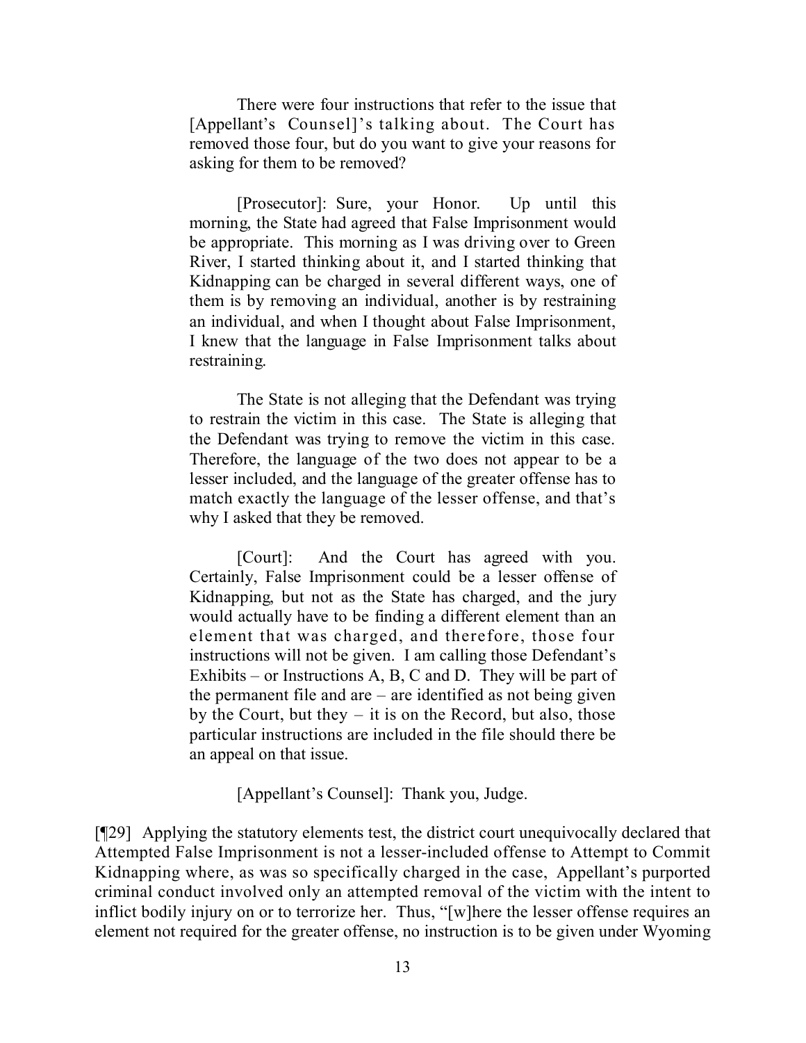> There were four instructions that refer to the issue that [Appellant's Counsel]'s talking about. The Court has removed those four, but do you want to give your reasons for asking for them to be removed?
>
> [Prosecutor]: Sure, your Honor. Up until this morning, the State had agreed that False Imprisonment would be appropriate. This morning as I was driving over to Green River, I started thinking about it, and I started thinking that Kidnapping can be charged in several different ways, one of them is by removing an individual, another is by restraining an individual, and when I thought about False Imprisonment, I knew that the language in False Imprisonment talks about restraining.
>
> The State is not alleging that the Defendant was trying to restrain the victim in this case. The State is alleging that the Defendant was trying to remove the victim in this case. Therefore, the language of the two does not appear to be a lesser included, and the language of the greater offense has to match exactly the language of the lesser offense, and that's why I asked that they be removed.
>
> [Court]: And the Court has agreed with you. Certainly, False Imprisonment could be a lesser offense of Kidnapping, but not as the State has charged, and the jury would actually have to be finding a different element than an element that was charged, and therefore, those four instructions will not be given. I am calling those Defendant's Exhibits – or Instructions A, B, C and D. They will be part of the permanent file and are – are identified as not being given by the Court, but they – it is on the Record, but also, those particular instructions are included in the file should there be an appeal on that issue.
>
> [Appellant's Counsel]: Thank you, Judge.

[¶29] Applying the statutory elements test, the district court unequivocally declared that Attempted False Imprisonment is not a lesser-included offense to Attempt to Commit Kidnapping where, as was so specifically charged in the case, Appellant's purported criminal conduct involved only an attempted removal of the victim with the intent to inflict bodily injury on or to terrorize her. Thus, "[w]here the lesser offense requires an element not required for the greater offense, no instruction is to be given under Wyoming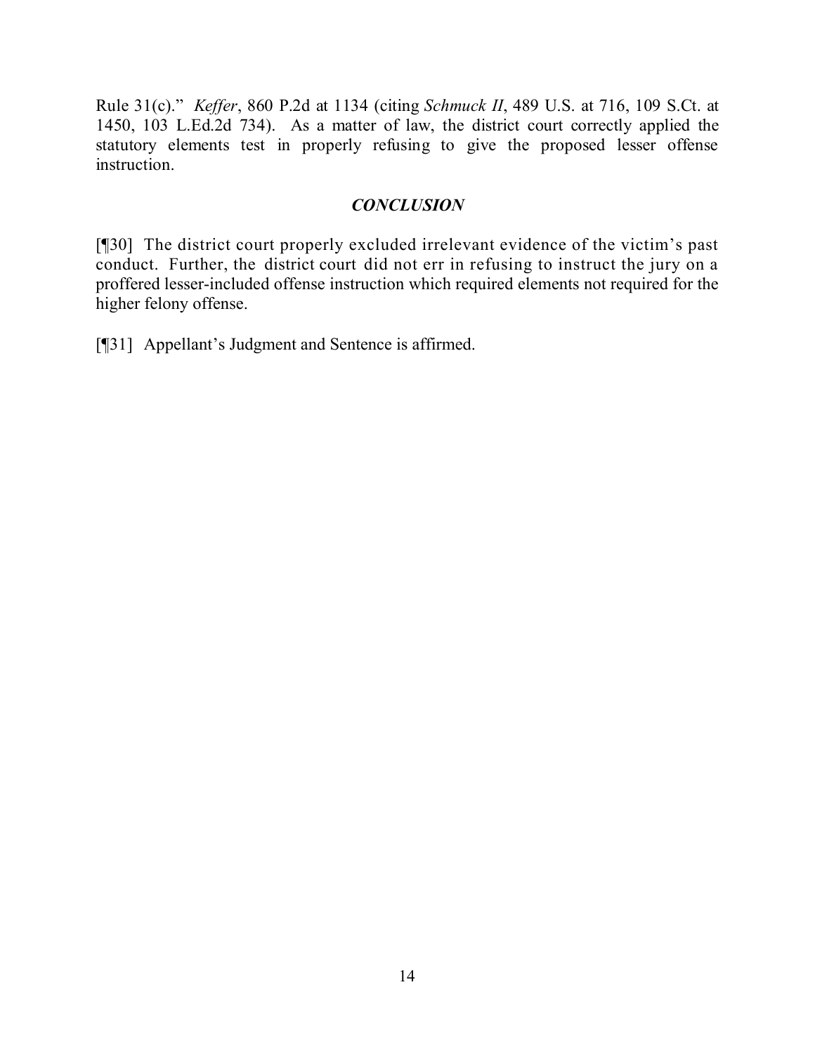Rule 31(c)." *Keffer*, 860 P.2d at 1134 (citing *Schmuck II*, 489 U.S. at 716, 109 S.Ct. at 1450, 103 L.Ed.2d 734). As a matter of law, the district court correctly applied the statutory elements test in properly refusing to give the proposed lesser offense instruction.

## ***CONCLUSION***

[¶30] The district court properly excluded irrelevant evidence of the victim's past conduct. Further, the district court did not err in refusing to instruct the jury on a proffered lesser-included offense instruction which required elements not required for the higher felony offense.

[¶31] Appellant's Judgment and Sentence is affirmed.